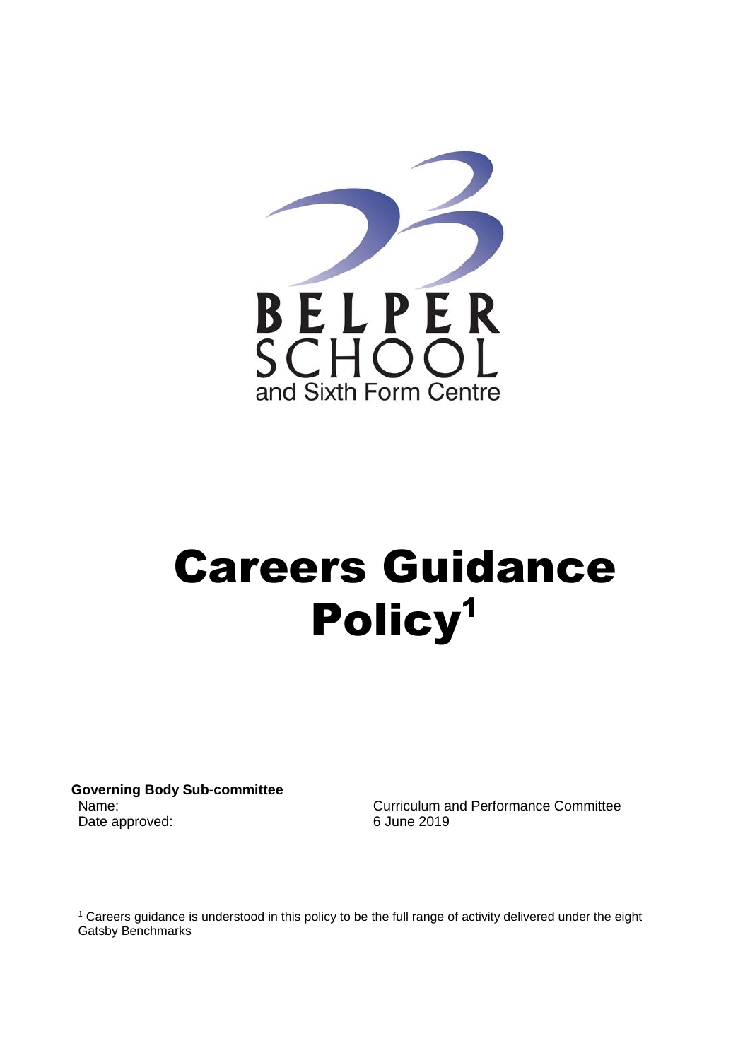BELPER SCHOOL and Sixth Form Centre

# Careers Guidance Policy[1]

**Governing Body Sub-committee**

| | |
|---|---|
| Name: | Curriculum and Performance Committee |
| Date approved: | 6 June 2019 |

[1] Careers guidance is understood in this policy to be the full range of activity delivered under the eight Gatsby Benchmarks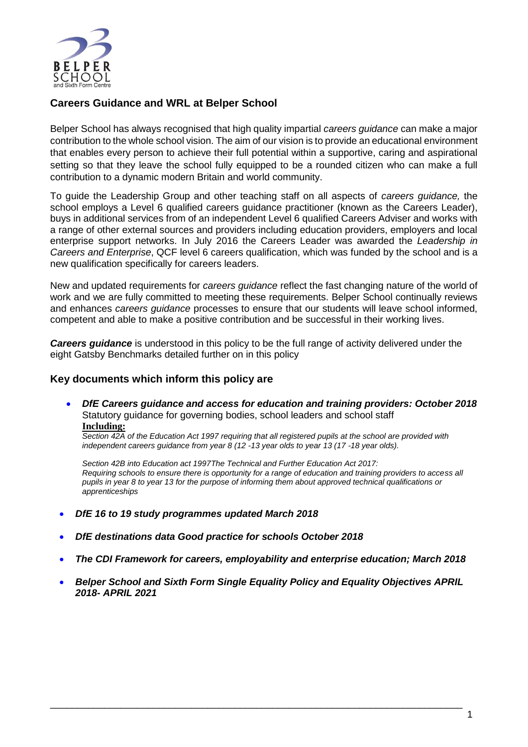## Careers Guidance and WRL at Belper School

Belper School has always recognised that high quality impartial *careers guidance* can make a major contribution to the whole school vision. The aim of our vision is to provide an educational environment that enables every person to achieve their full potential within a supportive, caring and aspirational setting so that they leave the school fully equipped to be a rounded citizen who can make a full contribution to a dynamic modern Britain and world community.

To guide the Leadership Group and other teaching staff on all aspects of *careers guidance,* the school employs a Level 6 qualified careers guidance practitioner (known as the Careers Leader), buys in additional services from of an independent Level 6 qualified Careers Adviser and works with a range of other external sources and providers including education providers, employers and local enterprise support networks. In July 2016 the Careers Leader was awarded the *Leadership in Careers and Enterprise*, QCF level 6 careers qualification, which was funded by the school and is a new qualification specifically for careers leaders.

New and updated requirements for *careers guidance* reflect the fast changing nature of the world of work and we are fully committed to meeting these requirements. Belper School continually reviews and enhances *careers guidance* processes to ensure that our students will leave school informed, competent and able to make a positive contribution and be successful in their working lives.

***Careers guidance*** is understood in this policy to be the full range of activity delivered under the eight Gatsby Benchmarks detailed further on in this policy

## Key documents which inform this policy are

- ***DfE Careers guidance and access for education and training providers: October 2018***
  Statutory guidance for governing bodies, school leaders and school staff
  **Including:**
  *Section 42A of the Education Act 1997 requiring that all registered pupils at the school are provided with independent careers guidance from year 8 (12 -13 year olds to year 13 (17 -18 year olds).*

  *Section 42B into Education act 1997The Technical and Further Education Act 2017: Requiring schools to ensure there is opportunity for a range of education and training providers to access all pupils in year 8 to year 13 for the purpose of informing them about approved technical qualifications or apprenticeships*

- ***DfE 16 to 19 study programmes updated March 2018***

- ***DfE destinations data Good practice for schools October 2018***

- ***The CDI Framework for careers, employability and enterprise education; March 2018***

- ***Belper School and Sixth Form Single Equality Policy and Equality Objectives APRIL 2018- APRIL 2021***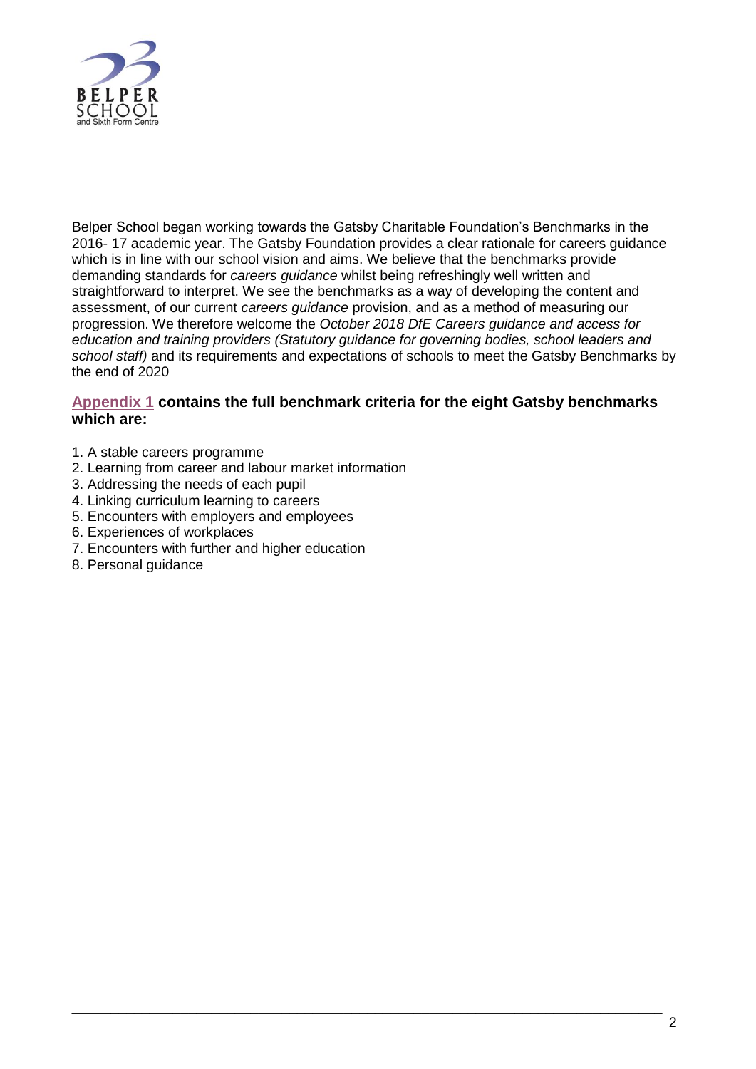Belper School began working towards the Gatsby Charitable Foundation's Benchmarks in the 2016- 17 academic year. The Gatsby Foundation provides a clear rationale for careers guidance which is in line with our school vision and aims. We believe that the benchmarks provide demanding standards for *careers guidance* whilst being refreshingly well written and straightforward to interpret. We see the benchmarks as a way of developing the content and assessment, of our current *careers guidance* provision, and as a method of measuring our progression. We therefore welcome the *October 2018 DfE Careers guidance and access for education and training providers (Statutory guidance for governing bodies, school leaders and school staff)* and its requirements and expectations of schools to meet the Gatsby Benchmarks by the end of 2020

**Appendix 1 contains the full benchmark criteria for the eight Gatsby benchmarks which are:**

1. A stable careers programme
2. Learning from career and labour market information
3. Addressing the needs of each pupil
4. Linking curriculum learning to careers
5. Encounters with employers and employees
6. Experiences of workplaces
7. Encounters with further and higher education
8. Personal guidance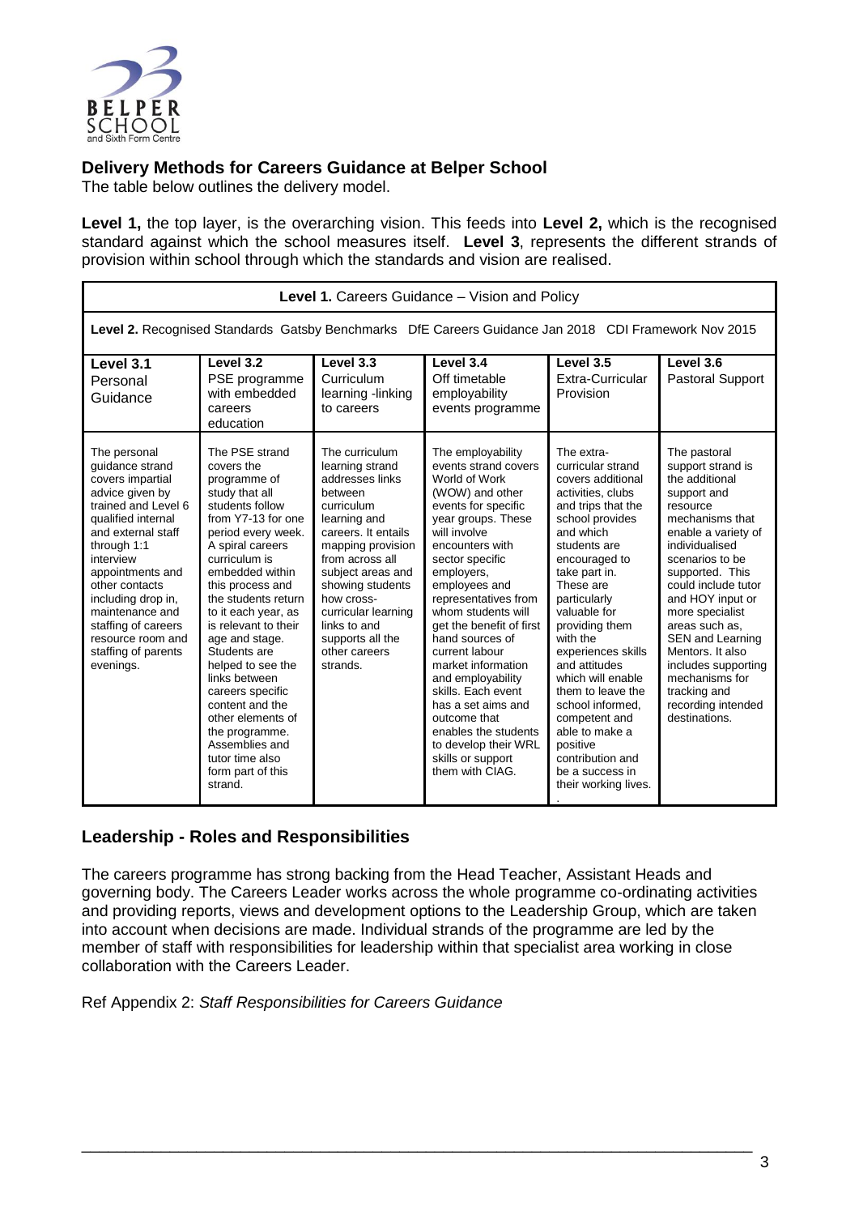## Delivery Methods for Careers Guidance at Belper School

The table below outlines the delivery model.

**Level 1,** the top layer, is the overarching vision. This feeds into **Level 2,** which is the recognised standard against which the school measures itself. **Level 3**, represents the different strands of provision within school through which the standards and vision are realised.

| **Level 1.** Careers Guidance – Vision and Policy | | | | | |
|---|---|---|---|---|---|
| **Level 2.** Recognised Standards Gatsby Benchmarks DfE Careers Guidance Jan 2018 CDI Framework Nov 2015 | | | | | |
| **Level 3.1** Personal Guidance | **Level 3.2** PSE programme with embedded careers education | **Level 3.3** Curriculum learning -linking to careers | **Level 3.4** Off timetable employability events programme | **Level 3.5** Extra-Curricular Provision | **Level 3.6** Pastoral Support |
| The personal guidance strand covers impartial advice given by trained and Level 6 qualified internal and external staff through 1:1 interview appointments and other contacts including drop in, maintenance and staffing of careers resource room and staffing of parents evenings. | The PSE strand covers the programme of study that all students follow from Y7-13 for one period every week. A spiral careers curriculum is embedded within this process and the students return to it each year, as is relevant to their age and stage. Students are helped to see the links between careers specific content and the other elements of the programme. Assemblies and tutor time also form part of this strand. | The curriculum learning strand addresses links between curriculum learning and careers. It entails mapping provision from across all subject areas and showing students how cross-curricular learning links to and supports all the other careers strands. | The employability events strand covers World of Work (WOW) and other events for specific year groups. These will involve encounters with sector specific employers, employees and representatives from whom students will get the benefit of first hand sources of current labour market information and employability skills. Each event has a set aims and outcome that enables the students to develop their WRL skills or support them with CIAG. | The extra-curricular strand covers additional activities, clubs and trips that the school provides and which students are encouraged to take part in. These are particularly valuable for providing them with the experiences skills and attitudes which will enable them to leave the school informed, competent and able to make a positive contribution and be a success in their working lives. | The pastoral support strand is the additional support and resource mechanisms that enable a variety of individualised scenarios to be supported. This could include tutor and HOY input or more specialist areas such as, SEN and Learning Mentors. It also includes supporting mechanisms for tracking and recording intended destinations. |

## Leadership - Roles and Responsibilities

The careers programme has strong backing from the Head Teacher, Assistant Heads and governing body. The Careers Leader works across the whole programme co-ordinating activities and providing reports, views and development options to the Leadership Group, which are taken into account when decisions are made. Individual strands of the programme are led by the member of staff with responsibilities for leadership within that specialist area working in close collaboration with the Careers Leader.

Ref Appendix 2: *Staff Responsibilities for Careers Guidance*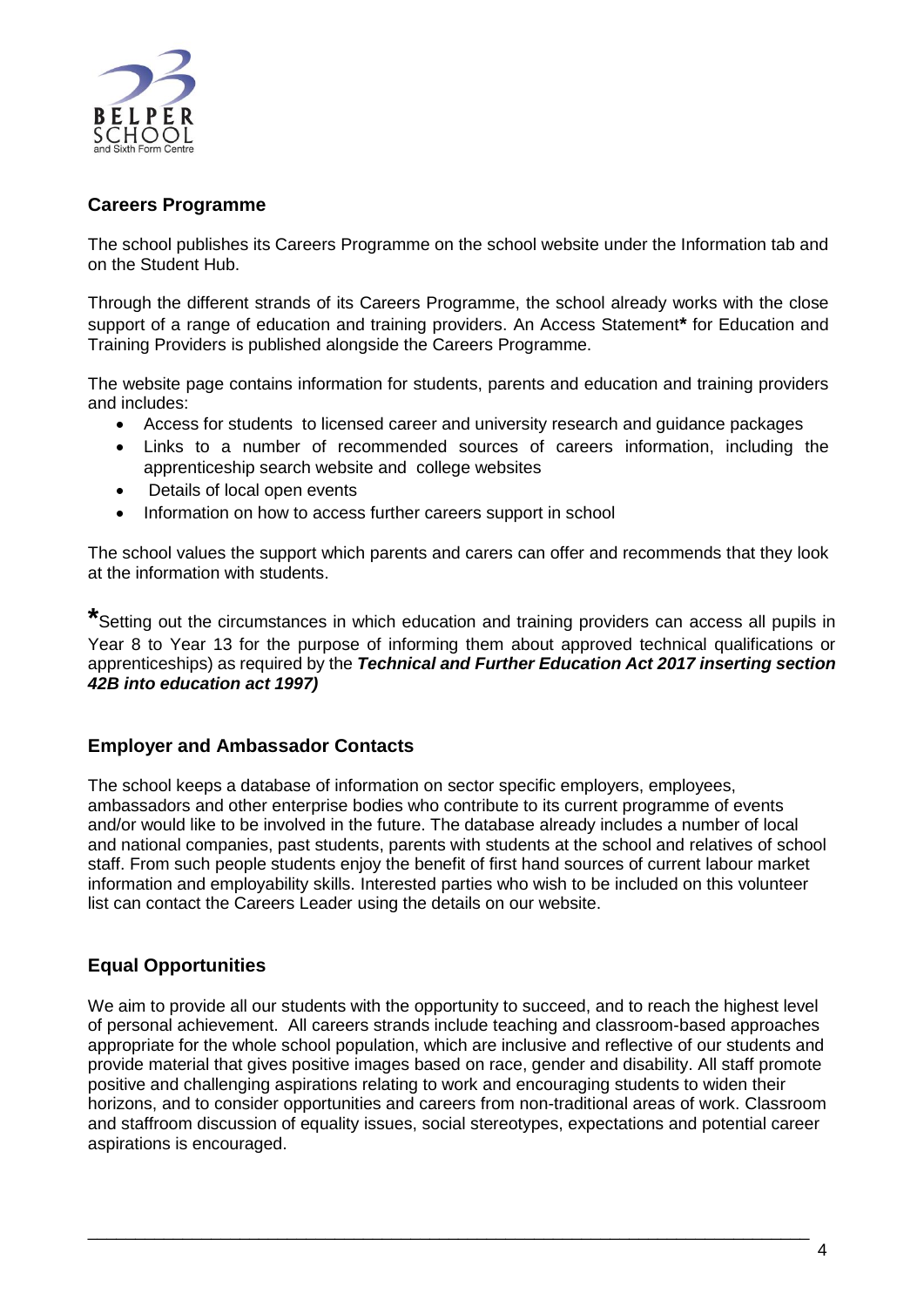## Careers Programme

The school publishes its Careers Programme on the school website under the Information tab and on the Student Hub.

Through the different strands of its Careers Programme, the school already works with the close support of a range of education and training providers. An Access Statement* for Education and Training Providers is published alongside the Careers Programme.

The website page contains information for students, parents and education and training providers and includes:

- Access for students to licensed career and university research and guidance packages
- Links to a number of recommended sources of careers information, including the apprenticeship search website and college websites
- Details of local open events
- Information on how to access further careers support in school

The school values the support which parents and carers can offer and recommends that they look at the information with students.

*Setting out the circumstances in which education and training providers can access all pupils in Year 8 to Year 13 for the purpose of informing them about approved technical qualifications or apprenticeships) as required by the ***Technical and Further Education Act 2017 inserting section 42B into education act 1997)***

## Employer and Ambassador Contacts

The school keeps a database of information on sector specific employers, employees, ambassadors and other enterprise bodies who contribute to its current programme of events and/or would like to be involved in the future. The database already includes a number of local and national companies, past students, parents with students at the school and relatives of school staff. From such people students enjoy the benefit of first hand sources of current labour market information and employability skills. Interested parties who wish to be included on this volunteer list can contact the Careers Leader using the details on our website.

## Equal Opportunities

We aim to provide all our students with the opportunity to succeed, and to reach the highest level of personal achievement. All careers strands include teaching and classroom-based approaches appropriate for the whole school population, which are inclusive and reflective of our students and provide material that gives positive images based on race, gender and disability. All staff promote positive and challenging aspirations relating to work and encouraging students to widen their horizons, and to consider opportunities and careers from non-traditional areas of work. Classroom and staffroom discussion of equality issues, social stereotypes, expectations and potential career aspirations is encouraged.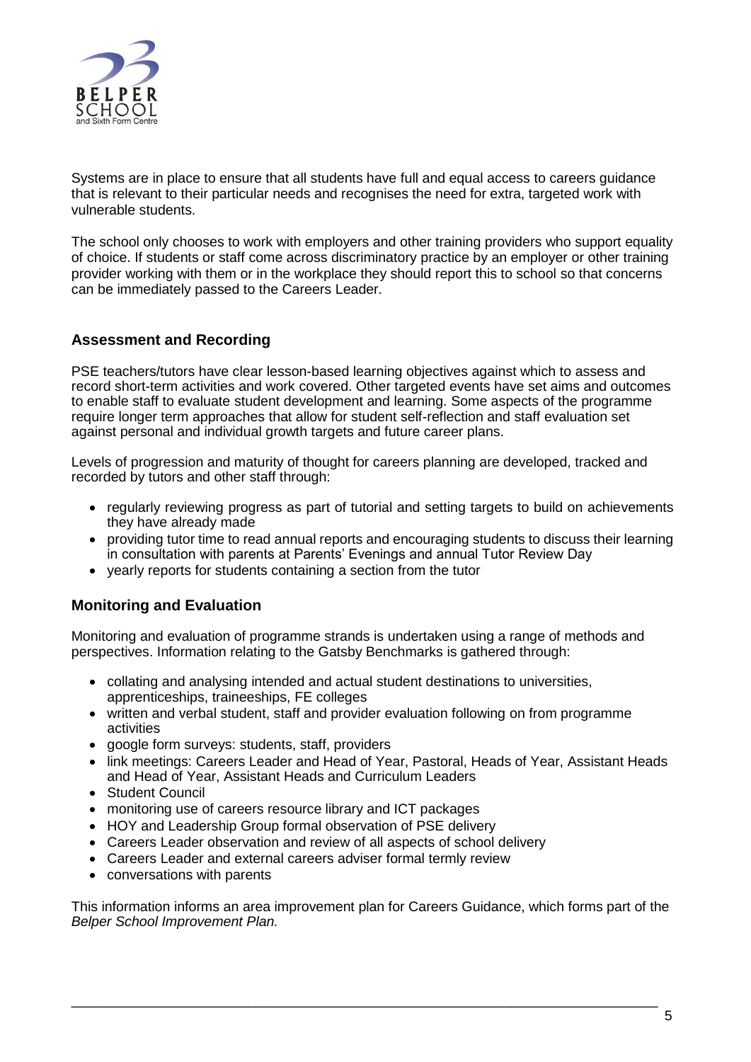Systems are in place to ensure that all students have full and equal access to careers guidance that is relevant to their particular needs and recognises the need for extra, targeted work with vulnerable students.

The school only chooses to work with employers and other training providers who support equality of choice. If students or staff come across discriminatory practice by an employer or other training provider working with them or in the workplace they should report this to school so that concerns can be immediately passed to the Careers Leader.

## Assessment and Recording

PSE teachers/tutors have clear lesson-based learning objectives against which to assess and record short-term activities and work covered. Other targeted events have set aims and outcomes to enable staff to evaluate student development and learning. Some aspects of the programme require longer term approaches that allow for student self-reflection and staff evaluation set against personal and individual growth targets and future career plans.

Levels of progression and maturity of thought for careers planning are developed, tracked and recorded by tutors and other staff through:

- regularly reviewing progress as part of tutorial and setting targets to build on achievements they have already made
- providing tutor time to read annual reports and encouraging students to discuss their learning in consultation with parents at Parents' Evenings and annual Tutor Review Day
- yearly reports for students containing a section from the tutor

## Monitoring and Evaluation

Monitoring and evaluation of programme strands is undertaken using a range of methods and perspectives. Information relating to the Gatsby Benchmarks is gathered through:

- collating and analysing intended and actual student destinations to universities, apprenticeships, traineeships, FE colleges
- written and verbal student, staff and provider evaluation following on from programme activities
- google form surveys: students, staff, providers
- link meetings: Careers Leader and Head of Year, Pastoral, Heads of Year, Assistant Heads and Head of Year, Assistant Heads and Curriculum Leaders
- Student Council
- monitoring use of careers resource library and ICT packages
- HOY and Leadership Group formal observation of PSE delivery
- Careers Leader observation and review of all aspects of school delivery
- Careers Leader and external careers adviser formal termly review
- conversations with parents

This information informs an area improvement plan for Careers Guidance, which forms part of the *Belper School Improvement Plan.*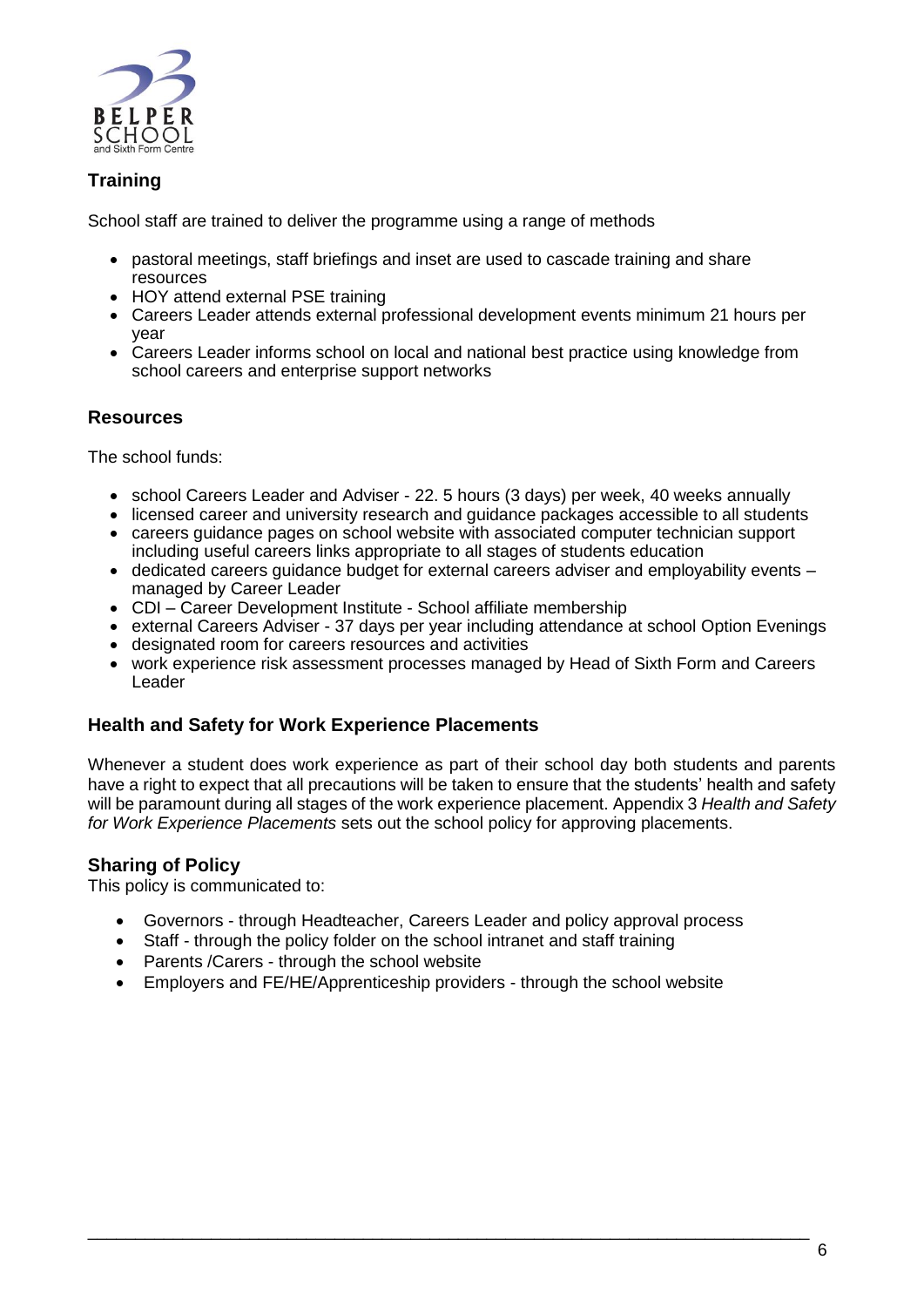## Training

School staff are trained to deliver the programme using a range of methods

- pastoral meetings, staff briefings and inset are used to cascade training and share resources
- HOY attend external PSE training
- Careers Leader attends external professional development events minimum 21 hours per year
- Careers Leader informs school on local and national best practice using knowledge from school careers and enterprise support networks

## Resources

The school funds:

- school Careers Leader and Adviser - 22. 5 hours (3 days) per week, 40 weeks annually
- licensed career and university research and guidance packages accessible to all students
- careers guidance pages on school website with associated computer technician support including useful careers links appropriate to all stages of students education
- dedicated careers guidance budget for external careers adviser and employability events – managed by Career Leader
- CDI – Career Development Institute - School affiliate membership
- external Careers Adviser - 37 days per year including attendance at school Option Evenings
- designated room for careers resources and activities
- work experience risk assessment processes managed by Head of Sixth Form and Careers Leader

## Health and Safety for Work Experience Placements

Whenever a student does work experience as part of their school day both students and parents have a right to expect that all precautions will be taken to ensure that the students' health and safety will be paramount during all stages of the work experience placement. Appendix 3 *Health and Safety for Work Experience Placements* sets out the school policy for approving placements.

## Sharing of Policy

This policy is communicated to:

- Governors - through Headteacher, Careers Leader and policy approval process
- Staff - through the policy folder on the school intranet and staff training
- Parents /Carers - through the school website
- Employers and FE/HE/Apprenticeship providers - through the school website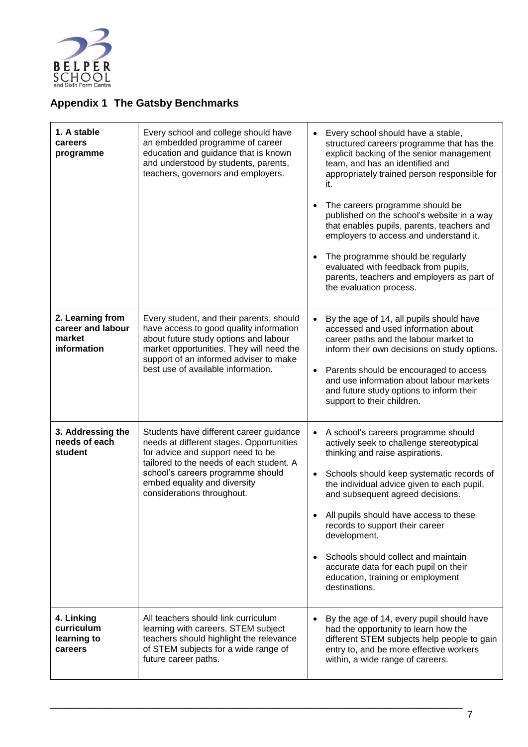## Appendix 1 The Gatsby Benchmarks

| | | |
|---|---|---|
| **1. A stable careers programme** | Every school and college should have an embedded programme of career education and guidance that is known and understood by students, parents, teachers, governors and employers. | • Every school should have a stable, structured careers programme that has the explicit backing of the senior management team, and has an identified and appropriately trained person responsible for it.<br><br>• The careers programme should be published on the school's website in a way that enables pupils, parents, teachers and employers to access and understand it.<br><br>• The programme should be regularly evaluated with feedback from pupils, parents, teachers and employers as part of the evaluation process. |
| **2. Learning from career and labour market information** | Every student, and their parents, should have access to good quality information about future study options and labour market opportunities. They will need the support of an informed adviser to make best use of available information. | • By the age of 14, all pupils should have accessed and used information about career paths and the labour market to inform their own decisions on study options.<br><br>• Parents should be encouraged to access and use information about labour markets and future study options to inform their support to their children. |
| **3. Addressing the needs of each student** | Students have different career guidance needs at different stages. Opportunities for advice and support need to be tailored to the needs of each student. A school's careers programme should embed equality and diversity considerations throughout. | • A school's careers programme should actively seek to challenge stereotypical thinking and raise aspirations.<br><br>• Schools should keep systematic records of the individual advice given to each pupil, and subsequent agreed decisions.<br><br>• All pupils should have access to these records to support their career development.<br><br>• Schools should collect and maintain accurate data for each pupil on their education, training or employment destinations. |
| **4. Linking curriculum learning to careers** | All teachers should link curriculum learning with careers. STEM subject teachers should highlight the relevance of STEM subjects for a wide range of future career paths. | • By the age of 14, every pupil should have had the opportunity to learn how the different STEM subjects help people to gain entry to, and be more effective workers within, a wide range of careers. |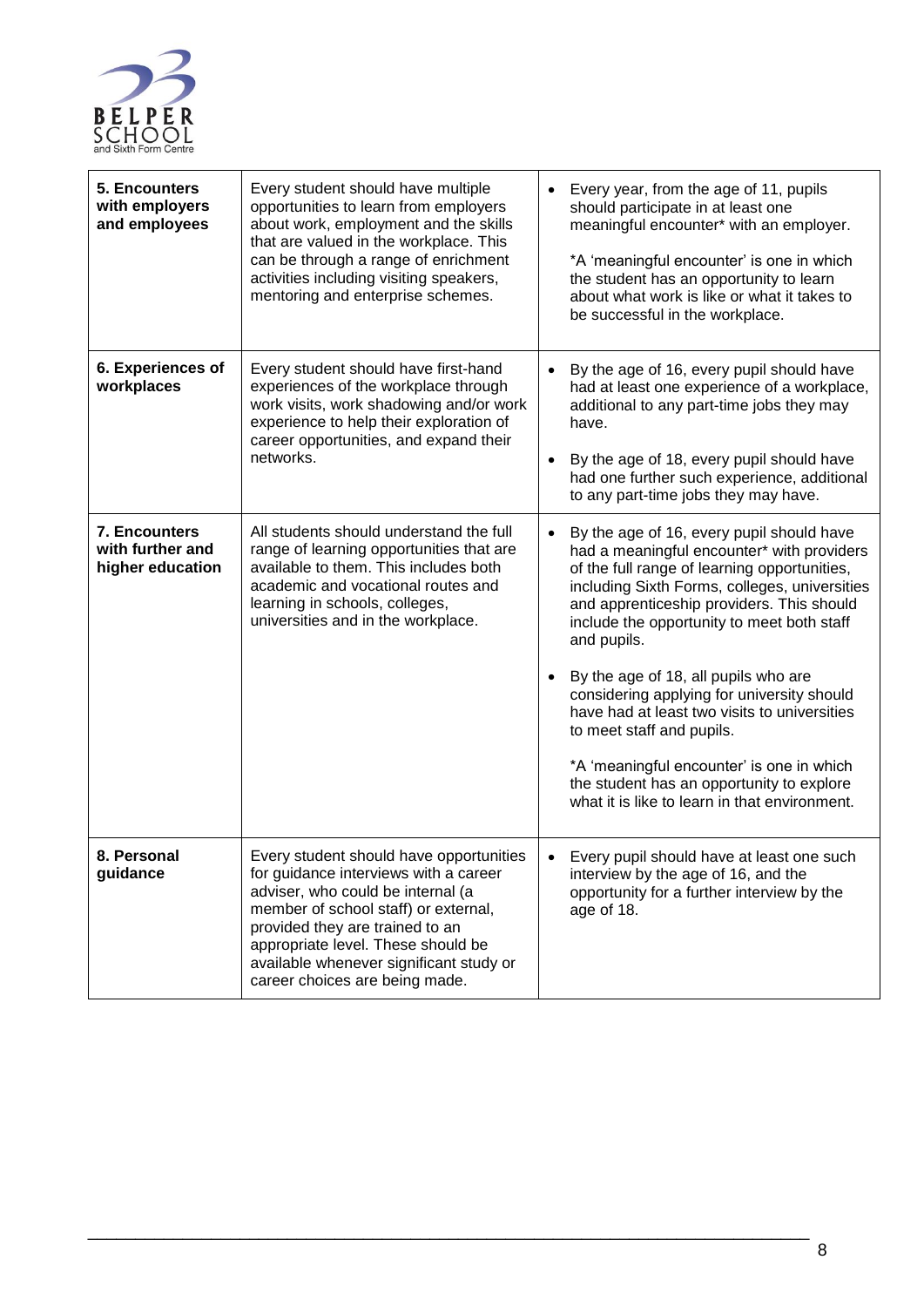| 5. Encounters with employers and employees | Every student should have multiple opportunities to learn from employers about work, employment and the skills that are valued in the workplace. This can be through a range of enrichment activities including visiting speakers, mentoring and enterprise schemes. | • Every year, from the age of 11, pupils should participate in at least one meaningful encounter* with an employer.<br><br>*A 'meaningful encounter' is one in which the student has an opportunity to learn about what work is like or what it takes to be successful in the workplace. |
|---|---|---|
| **6. Experiences of workplaces** | Every student should have first-hand experiences of the workplace through work visits, work shadowing and/or work experience to help their exploration of career opportunities, and expand their networks. | • By the age of 16, every pupil should have had at least one experience of a workplace, additional to any part-time jobs they may have.<br><br>• By the age of 18, every pupil should have had one further such experience, additional to any part-time jobs they may have. |
| **7. Encounters with further and higher education** | All students should understand the full range of learning opportunities that are available to them. This includes both academic and vocational routes and learning in schools, colleges, universities and in the workplace. | • By the age of 16, every pupil should have had a meaningful encounter* with providers of the full range of learning opportunities, including Sixth Forms, colleges, universities and apprenticeship providers. This should include the opportunity to meet both staff and pupils.<br><br>• By the age of 18, all pupils who are considering applying for university should have had at least two visits to universities to meet staff and pupils.<br><br>*A 'meaningful encounter' is one in which the student has an opportunity to explore what it is like to learn in that environment. |
| **8. Personal guidance** | Every student should have opportunities for guidance interviews with a career adviser, who could be internal (a member of school staff) or external, provided they are trained to an appropriate level. These should be available whenever significant study or career choices are being made. | • Every pupil should have at least one such interview by the age of 16, and the opportunity for a further interview by the age of 18. |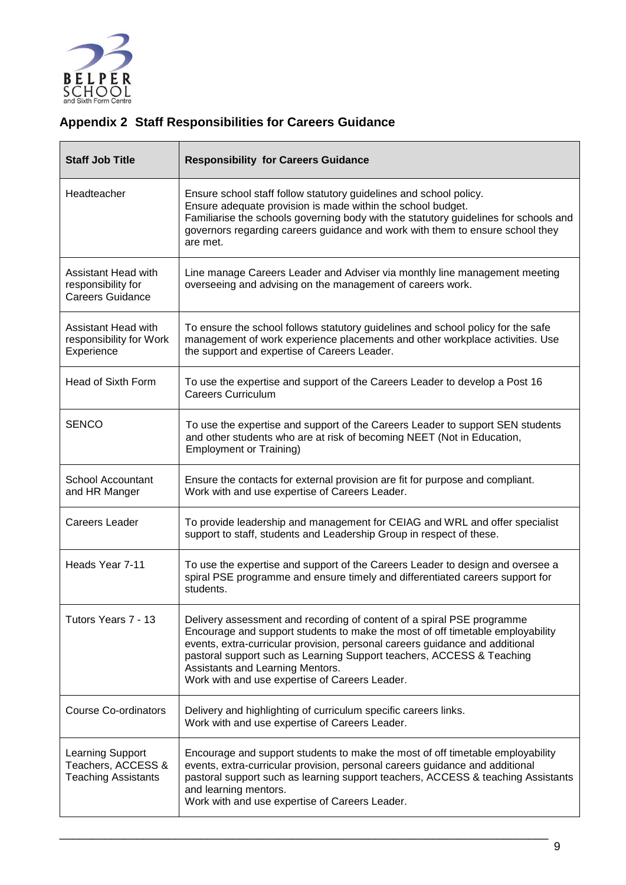## Appendix 2 Staff Responsibilities for Careers Guidance

| Staff Job Title | Responsibility for Careers Guidance |
|---|---|
| Headteacher | Ensure school staff follow statutory guidelines and school policy.<br>Ensure adequate provision is made within the school budget.<br>Familiarise the schools governing body with the statutory guidelines for schools and governors regarding careers guidance and work with them to ensure school they are met. |
| Assistant Head with responsibility for Careers Guidance | Line manage Careers Leader and Adviser via monthly line management meeting overseeing and advising on the management of careers work. |
| Assistant Head with responsibility for Work Experience | To ensure the school follows statutory guidelines and school policy for the safe management of work experience placements and other workplace activities. Use the support and expertise of Careers Leader. |
| Head of Sixth Form | To use the expertise and support of the Careers Leader to develop a Post 16 Careers Curriculum |
| SENCO | To use the expertise and support of the Careers Leader to support SEN students and other students who are at risk of becoming NEET (Not in Education, Employment or Training) |
| School Accountant and HR Manger | Ensure the contacts for external provision are fit for purpose and compliant.<br>Work with and use expertise of Careers Leader. |
| Careers Leader | To provide leadership and management for CEIAG and WRL and offer specialist support to staff, students and Leadership Group in respect of these. |
| Heads Year 7-11 | To use the expertise and support of the Careers Leader to design and oversee a spiral PSE programme and ensure timely and differentiated careers support for students. |
| Tutors Years 7 - 13 | Delivery assessment and recording of content of a spiral PSE programme<br>Encourage and support students to make the most of off timetable employability events, extra-curricular provision, personal careers guidance and additional pastoral support such as Learning Support teachers, ACCESS & Teaching Assistants and Learning Mentors.<br>Work with and use expertise of Careers Leader. |
| Course Co-ordinators | Delivery and highlighting of curriculum specific careers links.<br>Work with and use expertise of Careers Leader. |
| Learning Support Teachers, ACCESS & Teaching Assistants | Encourage and support students to make the most of off timetable employability events, extra-curricular provision, personal careers guidance and additional pastoral support such as learning support teachers, ACCESS & teaching Assistants and learning mentors.<br>Work with and use expertise of Careers Leader. |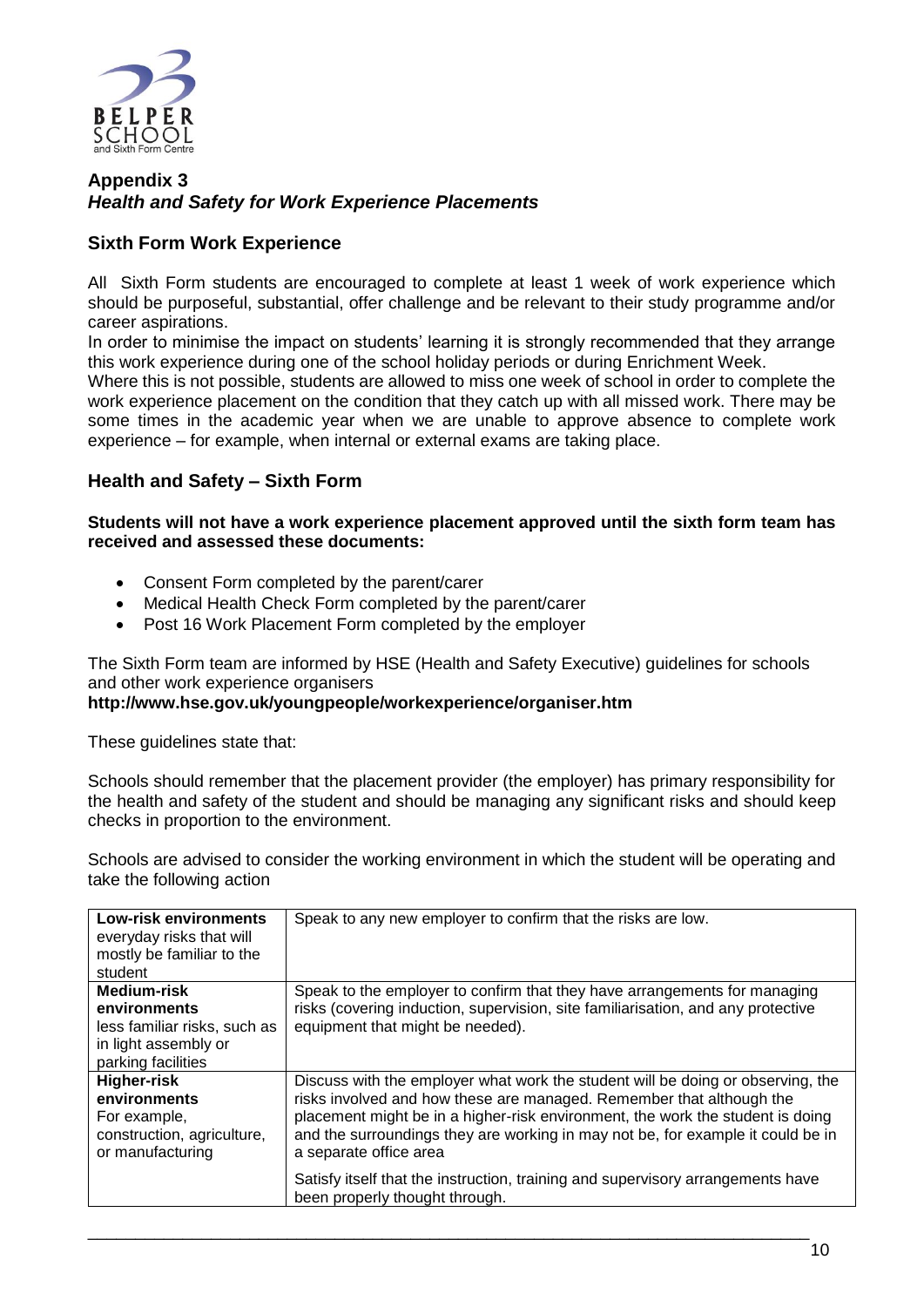## Appendix 3
### *Health and Safety for Work Experience Placements*

### Sixth Form Work Experience

All Sixth Form students are encouraged to complete at least 1 week of work experience which should be purposeful, substantial, offer challenge and be relevant to their study programme and/or career aspirations.
In order to minimise the impact on students' learning it is strongly recommended that they arrange this work experience during one of the school holiday periods or during Enrichment Week.
Where this is not possible, students are allowed to miss one week of school in order to complete the work experience placement on the condition that they catch up with all missed work. There may be some times in the academic year when we are unable to approve absence to complete work experience – for example, when internal or external exams are taking place.

### Health and Safety – Sixth Form

**Students will not have a work experience placement approved until the sixth form team has received and assessed these documents:**

- Consent Form completed by the parent/carer
- Medical Health Check Form completed by the parent/carer
- Post 16 Work Placement Form completed by the employer

The Sixth Form team are informed by HSE (Health and Safety Executive) guidelines for schools and other work experience organisers
**http://www.hse.gov.uk/youngpeople/workexperience/organiser.htm**

These guidelines state that:

Schools should remember that the placement provider (the employer) has primary responsibility for the health and safety of the student and should be managing any significant risks and should keep checks in proportion to the environment.

Schools are advised to consider the working environment in which the student will be operating and take the following action

| | |
|---|---|
| **Low-risk environments** everyday risks that will mostly be familiar to the student | Speak to any new employer to confirm that the risks are low. |
| **Medium-risk environments** less familiar risks, such as in light assembly or parking facilities | Speak to the employer to confirm that they have arrangements for managing risks (covering induction, supervision, site familiarisation, and any protective equipment that might be needed). |
| **Higher-risk environments** For example, construction, agriculture, or manufacturing | Discuss with the employer what work the student will be doing or observing, the risks involved and how these are managed. Remember that although the placement might be in a higher-risk environment, the work the student is doing and the surroundings they are working in may not be, for example it could be in a separate office area<br><br>Satisfy itself that the instruction, training and supervisory arrangements have been properly thought through. |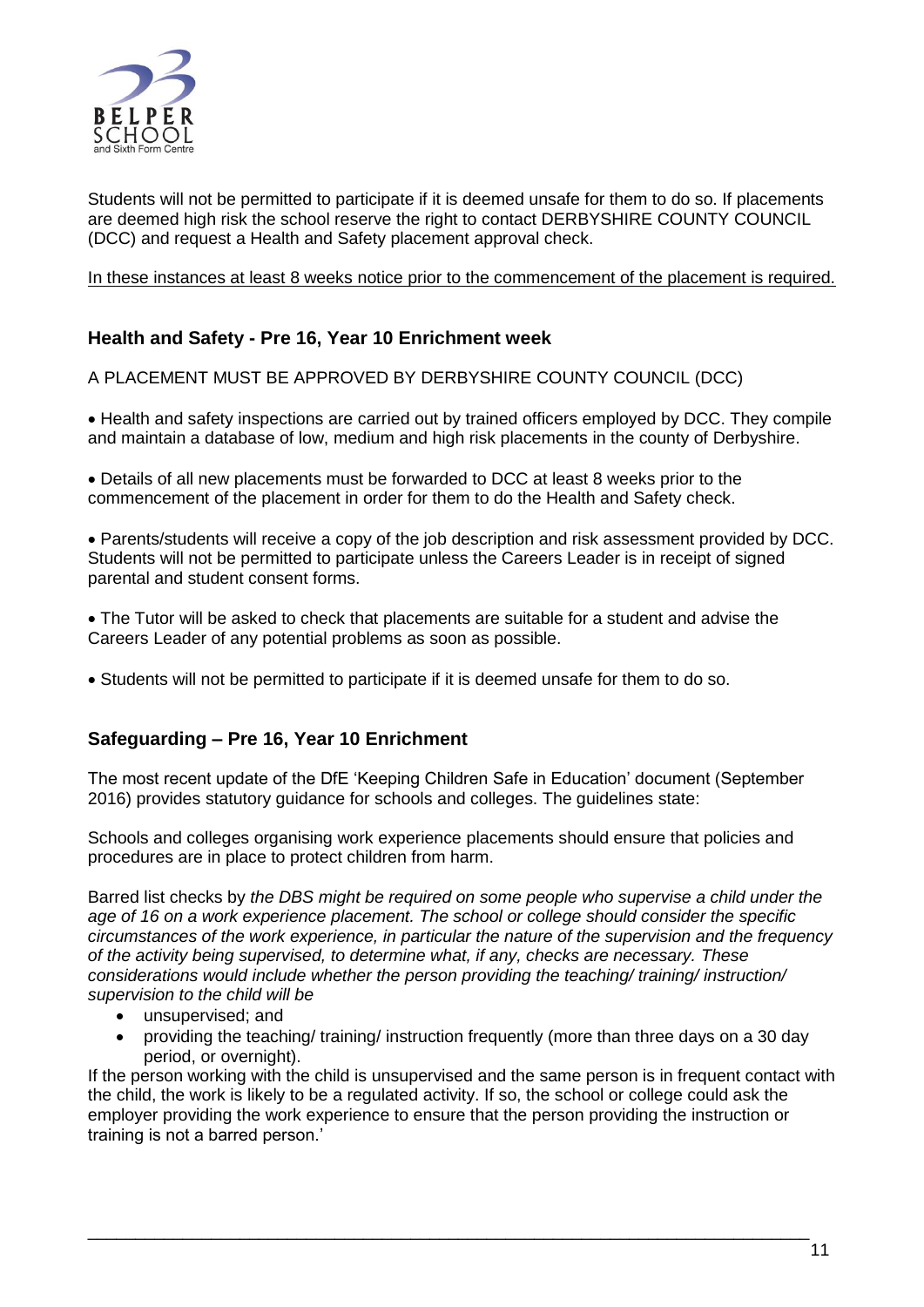Students will not be permitted to participate if it is deemed unsafe for them to do so. If placements are deemed high risk the school reserve the right to contact DERBYSHIRE COUNTY COUNCIL (DCC) and request a Health and Safety placement approval check.

<u>In these instances at least 8 weeks notice prior to the commencement of the placement is required.</u>

### Health and Safety - Pre 16, Year 10 Enrichment week

A PLACEMENT MUST BE APPROVED BY DERBYSHIRE COUNTY COUNCIL (DCC)

- Health and safety inspections are carried out by trained officers employed by DCC. They compile and maintain a database of low, medium and high risk placements in the county of Derbyshire.

- Details of all new placements must be forwarded to DCC at least 8 weeks prior to the commencement of the placement in order for them to do the Health and Safety check.

- Parents/students will receive a copy of the job description and risk assessment provided by DCC. Students will not be permitted to participate unless the Careers Leader is in receipt of signed parental and student consent forms.

- The Tutor will be asked to check that placements are suitable for a student and advise the Careers Leader of any potential problems as soon as possible.

- Students will not be permitted to participate if it is deemed unsafe for them to do so.

### Safeguarding – Pre 16, Year 10 Enrichment

The most recent update of the DfE 'Keeping Children Safe in Education' document (September 2016) provides statutory guidance for schools and colleges. The guidelines state:

Schools and colleges organising work experience placements should ensure that policies and procedures are in place to protect children from harm.

Barred list checks by *the DBS might be required on some people who supervise a child under the age of 16 on a work experience placement. The school or college should consider the specific circumstances of the work experience, in particular the nature of the supervision and the frequency of the activity being supervised, to determine what, if any, checks are necessary. These considerations would include whether the person providing the teaching/ training/ instruction/ supervision to the child will be*

- unsupervised; and
- providing the teaching/ training/ instruction frequently (more than three days on a 30 day period, or overnight).

If the person working with the child is unsupervised and the same person is in frequent contact with the child, the work is likely to be a regulated activity. If so, the school or college could ask the employer providing the work experience to ensure that the person providing the instruction or training is not a barred person.'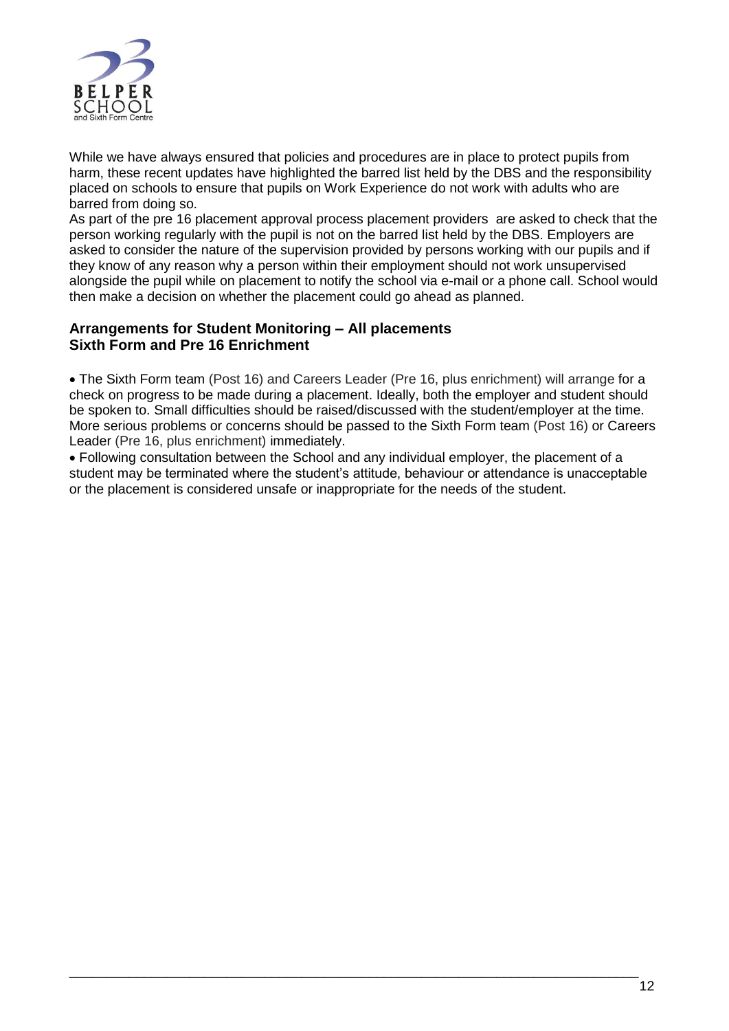While we have always ensured that policies and procedures are in place to protect pupils from harm, these recent updates have highlighted the barred list held by the DBS and the responsibility placed on schools to ensure that pupils on Work Experience do not work with adults who are barred from doing so.

As part of the pre 16 placement approval process placement providers are asked to check that the person working regularly with the pupil is not on the barred list held by the DBS. Employers are asked to consider the nature of the supervision provided by persons working with our pupils and if they know of any reason why a person within their employment should not work unsupervised alongside the pupil while on placement to notify the school via e-mail or a phone call. School would then make a decision on whether the placement could go ahead as planned.

### Arrangements for Student Monitoring – All placements
### Sixth Form and Pre 16 Enrichment

- The Sixth Form team (Post 16) and Careers Leader (Pre 16, plus enrichment) will arrange for a check on progress to be made during a placement. Ideally, both the employer and student should be spoken to. Small difficulties should be raised/discussed with the student/employer at the time. More serious problems or concerns should be passed to the Sixth Form team (Post 16) or Careers Leader (Pre 16, plus enrichment) immediately.
- Following consultation between the School and any individual employer, the placement of a student may be terminated where the student's attitude, behaviour or attendance is unacceptable or the placement is considered unsafe or inappropriate for the needs of the student.